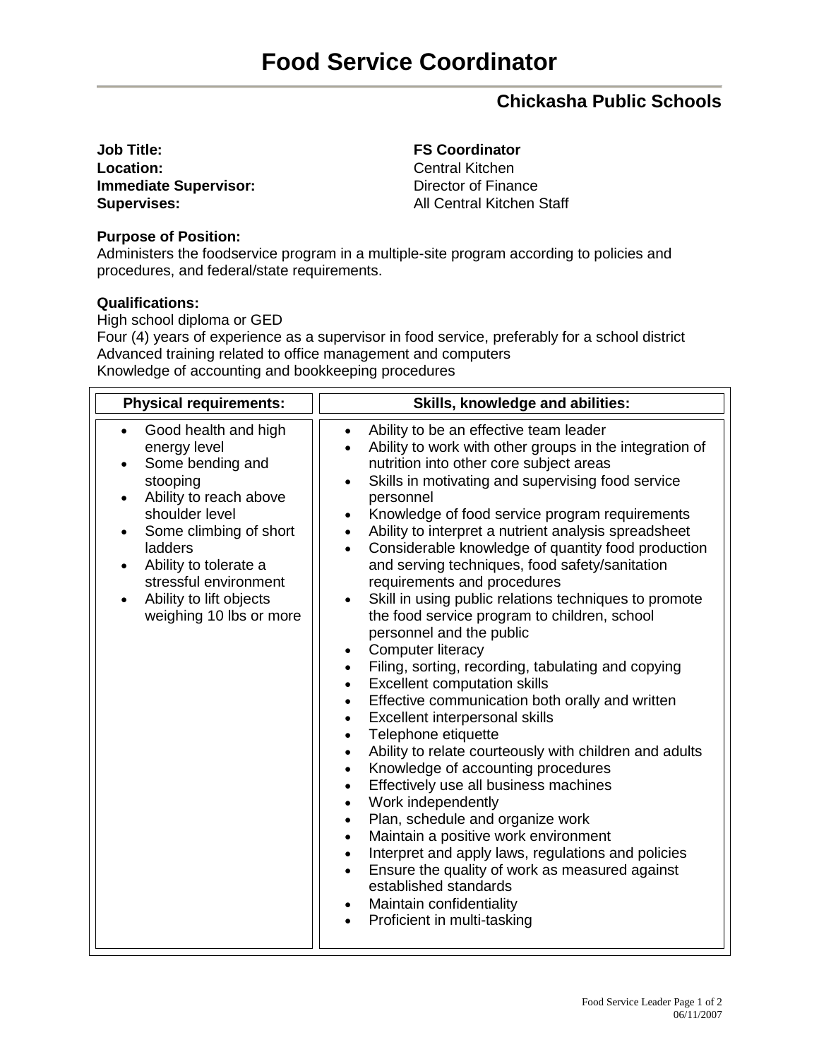# Food Service Coordinator

## Chickasha Public Schools

**Job Title:** **FS Coordinator**
**Location:** Central Kitchen
**Immediate Supervisor:** Director of Finance
**Supervises:** All Central Kitchen Staff

**Purpose of Position:**
Administers the foodservice program in a multiple-site program according to policies and procedures, and federal/state requirements.

**Qualifications:**
High school diploma or GED
Four (4) years of experience as a supervisor in food service, preferably for a school district
Advanced training related to office management and computers
Knowledge of accounting and bookkeeping procedures

| Physical requirements: | Skills, knowledge and abilities: |
|---|---|
| • Good health and high energy level<br>• Some bending and stooping<br>• Ability to reach above shoulder level<br>• Some climbing of short ladders<br>• Ability to tolerate a stressful environment<br>• Ability to lift objects weighing 10 lbs or more | • Ability to be an effective team leader<br>• Ability to work with other groups in the integration of nutrition into other core subject areas<br>• Skills in motivating and supervising food service personnel<br>• Knowledge of food service program requirements<br>• Ability to interpret a nutrient analysis spreadsheet<br>• Considerable knowledge of quantity food production and serving techniques, food safety/sanitation requirements and procedures<br>• Skill in using public relations techniques to promote the food service program to children, school personnel and the public<br>• Computer literacy<br>• Filing, sorting, recording, tabulating and copying<br>• Excellent computation skills<br>• Effective communication both orally and written<br>• Excellent interpersonal skills<br>• Telephone etiquette<br>• Ability to relate courteously with children and adults<br>• Knowledge of accounting procedures<br>• Effectively use all business machines<br>• Work independently<br>• Plan, schedule and organize work<br>• Maintain a positive work environment<br>• Interpret and apply laws, regulations and policies<br>• Ensure the quality of work as measured against established standards<br>• Maintain confidentiality<br>• Proficient in multi-tasking |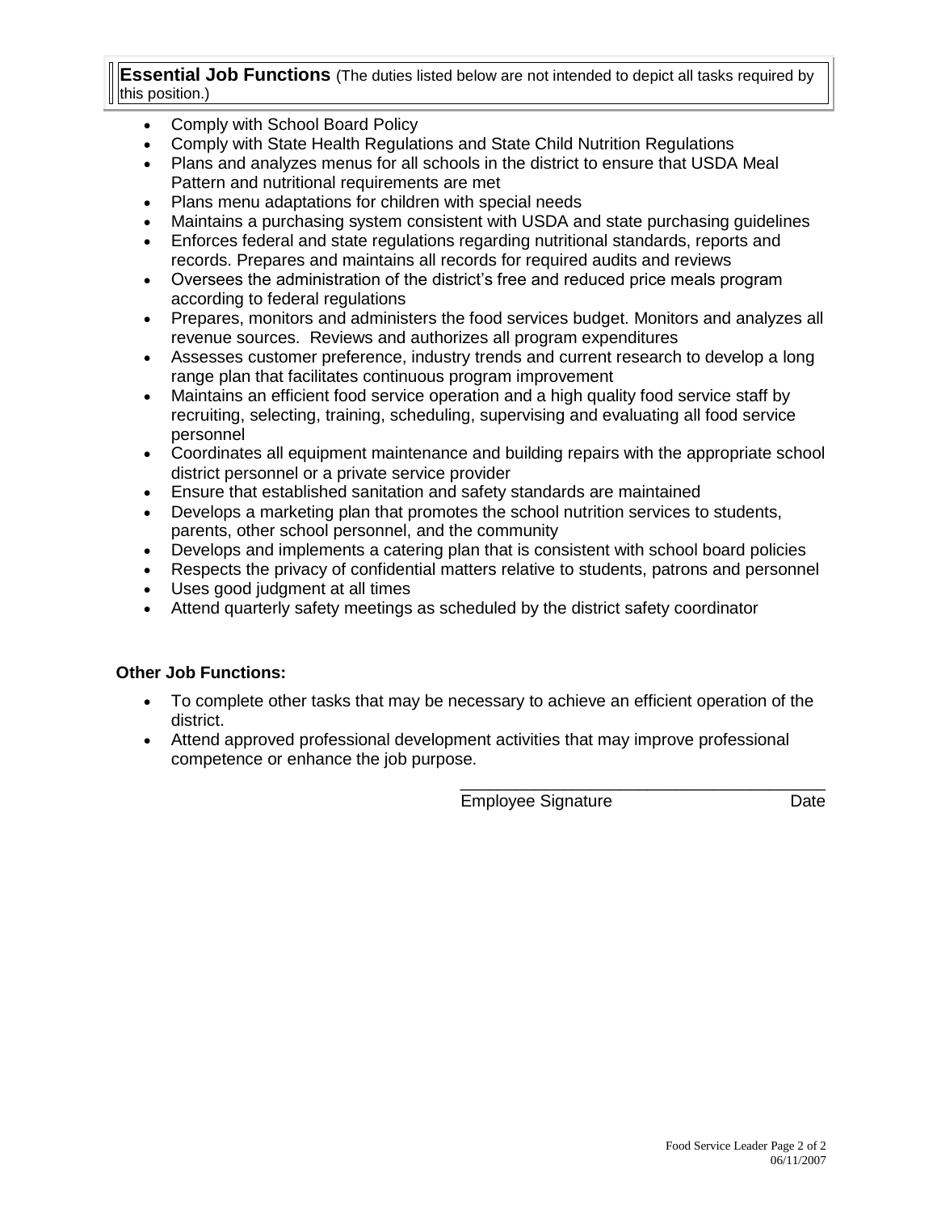**Essential Job Functions** (The duties listed below are not intended to depict all tasks required by this position.)

- Comply with School Board Policy
- Comply with State Health Regulations and State Child Nutrition Regulations
- Plans and analyzes menus for all schools in the district to ensure that USDA Meal Pattern and nutritional requirements are met
- Plans menu adaptations for children with special needs
- Maintains a purchasing system consistent with USDA and state purchasing guidelines
- Enforces federal and state regulations regarding nutritional standards, reports and records. Prepares and maintains all records for required audits and reviews
- Oversees the administration of the district's free and reduced price meals program according to federal regulations
- Prepares, monitors and administers the food services budget. Monitors and analyzes all revenue sources. Reviews and authorizes all program expenditures
- Assesses customer preference, industry trends and current research to develop a long range plan that facilitates continuous program improvement
- Maintains an efficient food service operation and a high quality food service staff by recruiting, selecting, training, scheduling, supervising and evaluating all food service personnel
- Coordinates all equipment maintenance and building repairs with the appropriate school district personnel or a private service provider
- Ensure that established sanitation and safety standards are maintained
- Develops a marketing plan that promotes the school nutrition services to students, parents, other school personnel, and the community
- Develops and implements a catering plan that is consistent with school board policies
- Respects the privacy of confidential matters relative to students, patrons and personnel
- Uses good judgment at all times
- Attend quarterly safety meetings as scheduled by the district safety coordinator

**Other Job Functions:**

- To complete other tasks that may be necessary to achieve an efficient operation of the district.
- Attend approved professional development activities that may improve professional competence or enhance the job purpose.

_______________________________________
Employee Signature Date